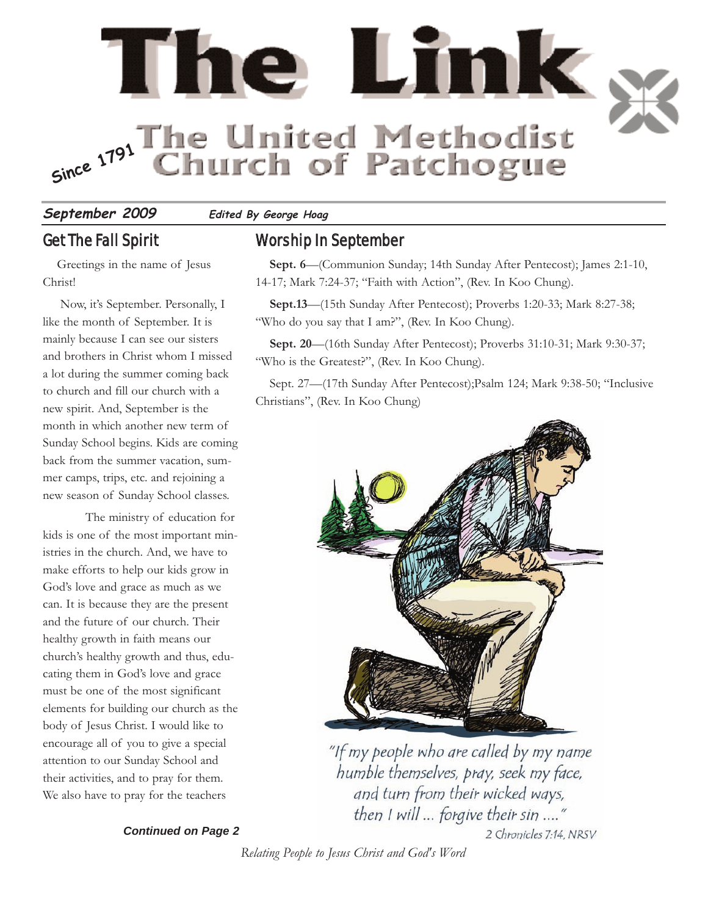# The Link

## The United Methodist Church of Patchogue

*Since 1791*

**September 2009** — ***Edited By George Hoag***

## Get The Fall Spirit

Greetings in the name of Jesus Christ!

Now, it's September. Personally, I like the month of September. It is mainly because I can see our sisters and brothers in Christ whom I missed a lot during the summer coming back to church and fill our church with a new spirit. And, September is the month in which another new term of Sunday School begins. Kids are coming back from the summer vacation, summer camps, trips, etc. and rejoining a new season of Sunday School classes.

The ministry of education for kids is one of the most important ministries in the church. And, we have to make efforts to help our kids grow in God's love and grace as much as we can. It is because they are the present and the future of our church. Their healthy growth in faith means our church's healthy growth and thus, educating them in God's love and grace must be one of the most significant elements for building our church as the body of Jesus Christ. I would like to encourage all of you to give a special attention to our Sunday School and their activities, and to pray for them. We also have to pray for the teachers

***Continued on Page 2***

## Worship In September

**Sept. 6**—(Communion Sunday; 14th Sunday After Pentecost); James 2:1-10, 14-17; Mark 7:24-37; "Faith with Action", (Rev. In Koo Chung).

**Sept.13**—(15th Sunday After Pentecost); Proverbs 1:20-33; Mark 8:27-38; "Who do you say that I am?", (Rev. In Koo Chung).

**Sept. 20**—(16th Sunday After Pentecost); Proverbs 31:10-31; Mark 9:30-37; "Who is the Greatest?", (Rev. In Koo Chung).

Sept. 27—(17th Sunday After Pentecost);Psalm 124; Mark 9:38-50; "Inclusive Christians", (Rev. In Koo Chung)

*"If my people who are called by my name humble themselves, pray, seek my face, and turn from their wicked ways, then I will ... forgive their sin ...."*
2 Chronicles 7:14, NRSV

*Relating People to Jesus Christ and God's Word*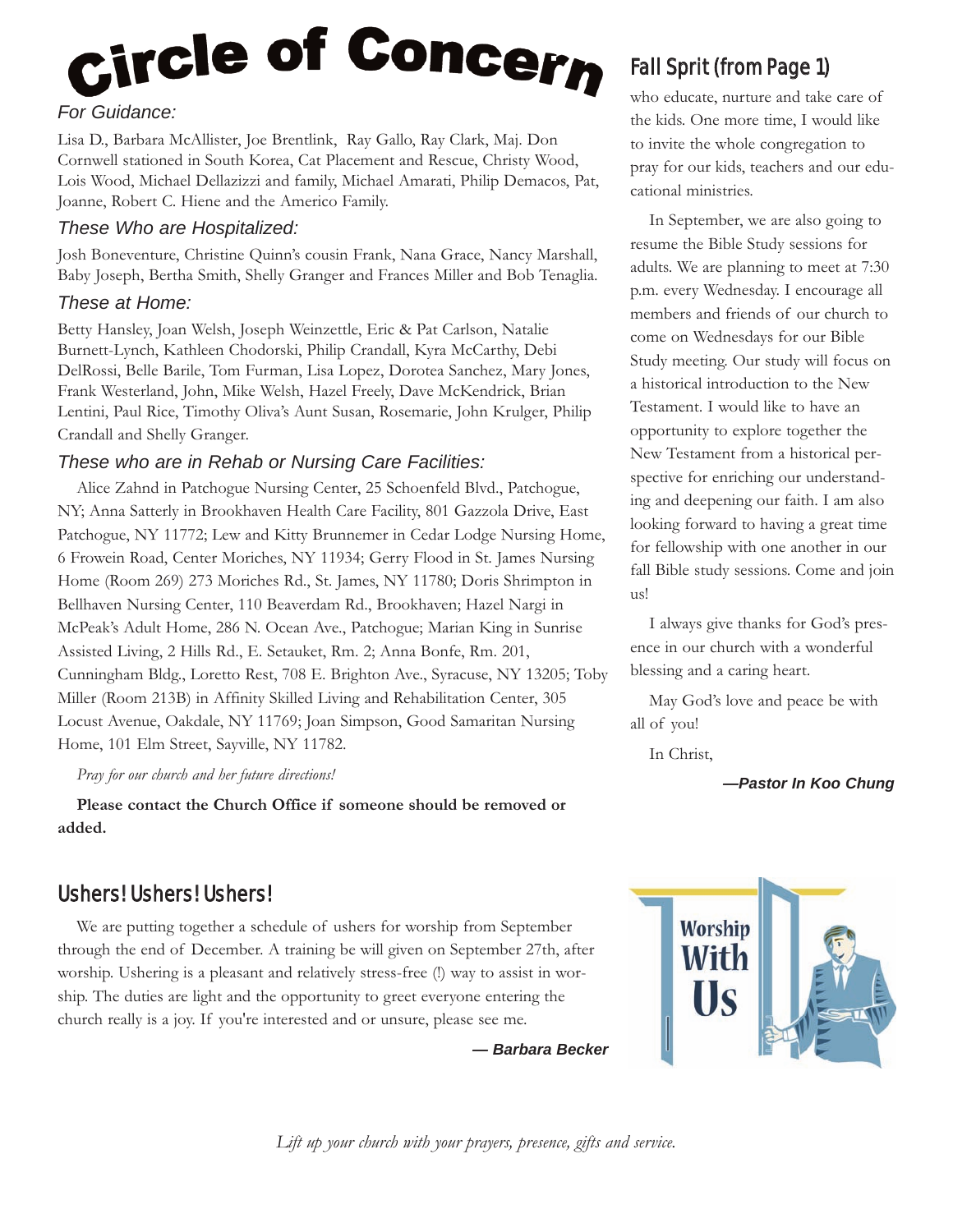# Circle of Concern

### *For Guidance:*

Lisa D., Barbara McAllister, Joe Brentlink, Ray Gallo, Ray Clark, Maj. Don Cornwell stationed in South Korea, Cat Placement and Rescue, Christy Wood, Lois Wood, Michael Dellazizzi and family, Michael Amarati, Philip Demacos, Pat, Joanne, Robert C. Hiene and the Americo Family.

### *These Who are Hospitalized:*

Josh Boneventure, Christine Quinn's cousin Frank, Nana Grace, Nancy Marshall, Baby Joseph, Bertha Smith, Shelly Granger and Frances Miller and Bob Tenaglia.

### *These at Home:*

Betty Hansley, Joan Welsh, Joseph Weinzettle, Eric & Pat Carlson, Natalie Burnett-Lynch, Kathleen Chodorski, Philip Crandall, Kyra McCarthy, Debi DelRossi, Belle Barile, Tom Furman, Lisa Lopez, Dorotea Sanchez, Mary Jones, Frank Westerland, John, Mike Welsh, Hazel Freely, Dave McKendrick, Brian Lentini, Paul Rice, Timothy Oliva's Aunt Susan, Rosemarie, John Krulger, Philip Crandall and Shelly Granger.

### *These who are in Rehab or Nursing Care Facilities:*

Alice Zahnd in Patchogue Nursing Center, 25 Schoenfeld Blvd., Patchogue, NY; Anna Satterly in Brookhaven Health Care Facility, 801 Gazzola Drive, East Patchogue, NY 11772; Lew and Kitty Brunnemer in Cedar Lodge Nursing Home, 6 Frowein Road, Center Moriches, NY 11934; Gerry Flood in St. James Nursing Home (Room 269) 273 Moriches Rd., St. James, NY 11780; Doris Shrimpton in Bellhaven Nursing Center, 110 Beaverdam Rd., Brookhaven; Hazel Nargi in McPeak's Adult Home, 286 N. Ocean Ave., Patchogue; Marian King in Sunrise Assisted Living, 2 Hills Rd., E. Setauket, Rm. 2; Anna Bonfe, Rm. 201, Cunningham Bldg., Loretto Rest, 708 E. Brighton Ave., Syracuse, NY 13205; Toby Miller (Room 213B) in Affinity Skilled Living and Rehabilitation Center, 305 Locust Avenue, Oakdale, NY 11769; Joan Simpson, Good Samaritan Nursing Home, 101 Elm Street, Sayville, NY 11782.

*Pray for our church and her future directions!*

**Please contact the Church Office if someone should be removed or added.**

## Fall Sprit (from Page 1)

who educate, nurture and take care of the kids. One more time, I would like to invite the whole congregation to pray for our kids, teachers and our educational ministries.

In September, we are also going to resume the Bible Study sessions for adults. We are planning to meet at 7:30 p.m. every Wednesday. I encourage all members and friends of our church to come on Wednesdays for our Bible Study meeting. Our study will focus on a historical introduction to the New Testament. I would like to have an opportunity to explore together the New Testament from a historical perspective for enriching our understanding and deepening our faith. I am also looking forward to having a great time for fellowship with one another in our fall Bible study sessions. Come and join us!

I always give thanks for God's presence in our church with a wonderful blessing and a caring heart.

May God's love and peace be with all of you!

In Christ,

***—Pastor In Koo Chung***

## Ushers! Ushers! Ushers!

We are putting together a schedule of ushers for worship from September through the end of December. A training be will given on September 27th, after worship. Ushering is a pleasant and relatively stress-free (!) way to assist in worship. The duties are light and the opportunity to greet everyone entering the church really is a joy. If you're interested and or unsure, please see me.

***— Barbara Becker***

Worship With Us

*Lift up your church with your prayers, presence, gifts and service.*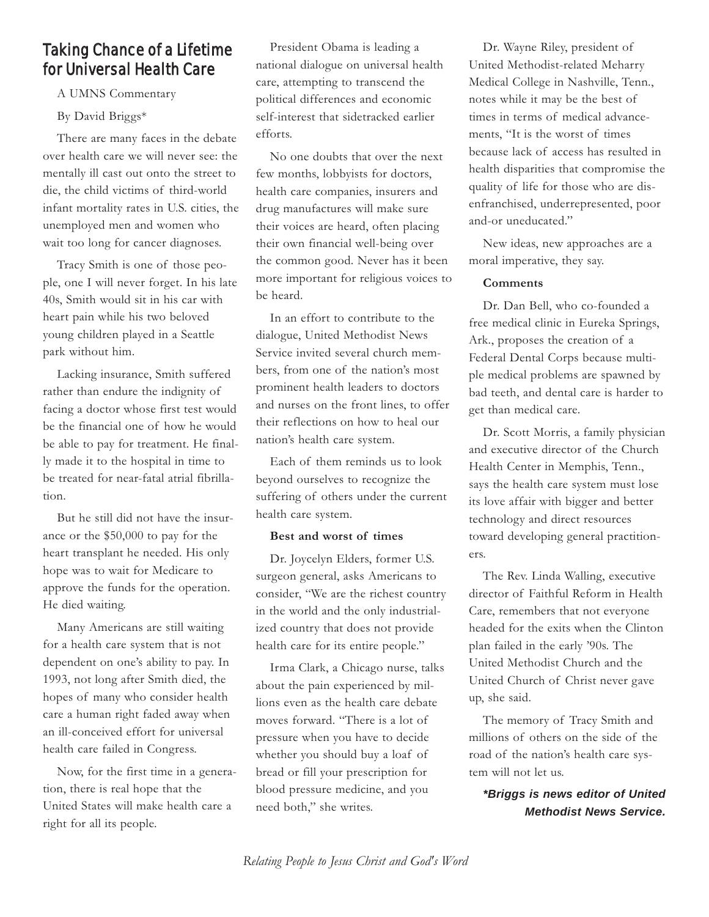## Taking Chance of a Lifetime for Universal Health Care

A UMNS Commentary

By David Briggs*

There are many faces in the debate over health care we will never see: the mentally ill cast out onto the street to die, the child victims of third-world infant mortality rates in U.S. cities, the unemployed men and women who wait too long for cancer diagnoses.

Tracy Smith is one of those people, one I will never forget. In his late 40s, Smith would sit in his car with heart pain while his two beloved young children played in a Seattle park without him.

Lacking insurance, Smith suffered rather than endure the indignity of facing a doctor whose first test would be the financial one of how he would be able to pay for treatment. He finally made it to the hospital in time to be treated for near-fatal atrial fibrillation.

But he still did not have the insurance or the $50,000 to pay for the heart transplant he needed. His only hope was to wait for Medicare to approve the funds for the operation. He died waiting.

Many Americans are still waiting for a health care system that is not dependent on one's ability to pay. In 1993, not long after Smith died, the hopes of many who consider health care a human right faded away when an ill-conceived effort for universal health care failed in Congress.

Now, for the first time in a generation, there is real hope that the United States will make health care a right for all its people.

President Obama is leading a national dialogue on universal health care, attempting to transcend the political differences and economic self-interest that sidetracked earlier efforts.

No one doubts that over the next few months, lobbyists for doctors, health care companies, insurers and drug manufactures will make sure their voices are heard, often placing their own financial well-being over the common good. Never has it been more important for religious voices to be heard.

In an effort to contribute to the dialogue, United Methodist News Service invited several church members, from one of the nation's most prominent health leaders to doctors and nurses on the front lines, to offer their reflections on how to heal our nation's health care system.

Each of them reminds us to look beyond ourselves to recognize the suffering of others under the current health care system.

**Best and worst of times**

Dr. Joycelyn Elders, former U.S. surgeon general, asks Americans to consider, "We are the richest country in the world and the only industrialized country that does not provide health care for its entire people."

Irma Clark, a Chicago nurse, talks about the pain experienced by millions even as the health care debate moves forward. "There is a lot of pressure when you have to decide whether you should buy a loaf of bread or fill your prescription for blood pressure medicine, and you need both," she writes.

Dr. Wayne Riley, president of United Methodist-related Meharry Medical College in Nashville, Tenn., notes while it may be the best of times in terms of medical advancements, "It is the worst of times because lack of access has resulted in health disparities that compromise the quality of life for those who are disenfranchised, underrepresented, poor and-or uneducated."

New ideas, new approaches are a moral imperative, they say.

**Comments**

Dr. Dan Bell, who co-founded a free medical clinic in Eureka Springs, Ark., proposes the creation of a Federal Dental Corps because multiple medical problems are spawned by bad teeth, and dental care is harder to get than medical care.

Dr. Scott Morris, a family physician and executive director of the Church Health Center in Memphis, Tenn., says the health care system must lose its love affair with bigger and better technology and direct resources toward developing general practitioners.

The Rev. Linda Walling, executive director of Faithful Reform in Health Care, remembers that not everyone headed for the exits when the Clinton plan failed in the early '90s. The United Methodist Church and the United Church of Christ never gave up, she said.

The memory of Tracy Smith and millions of others on the side of the road of the nation's health care system will not let us.

***Briggs is news editor of United Methodist News Service.***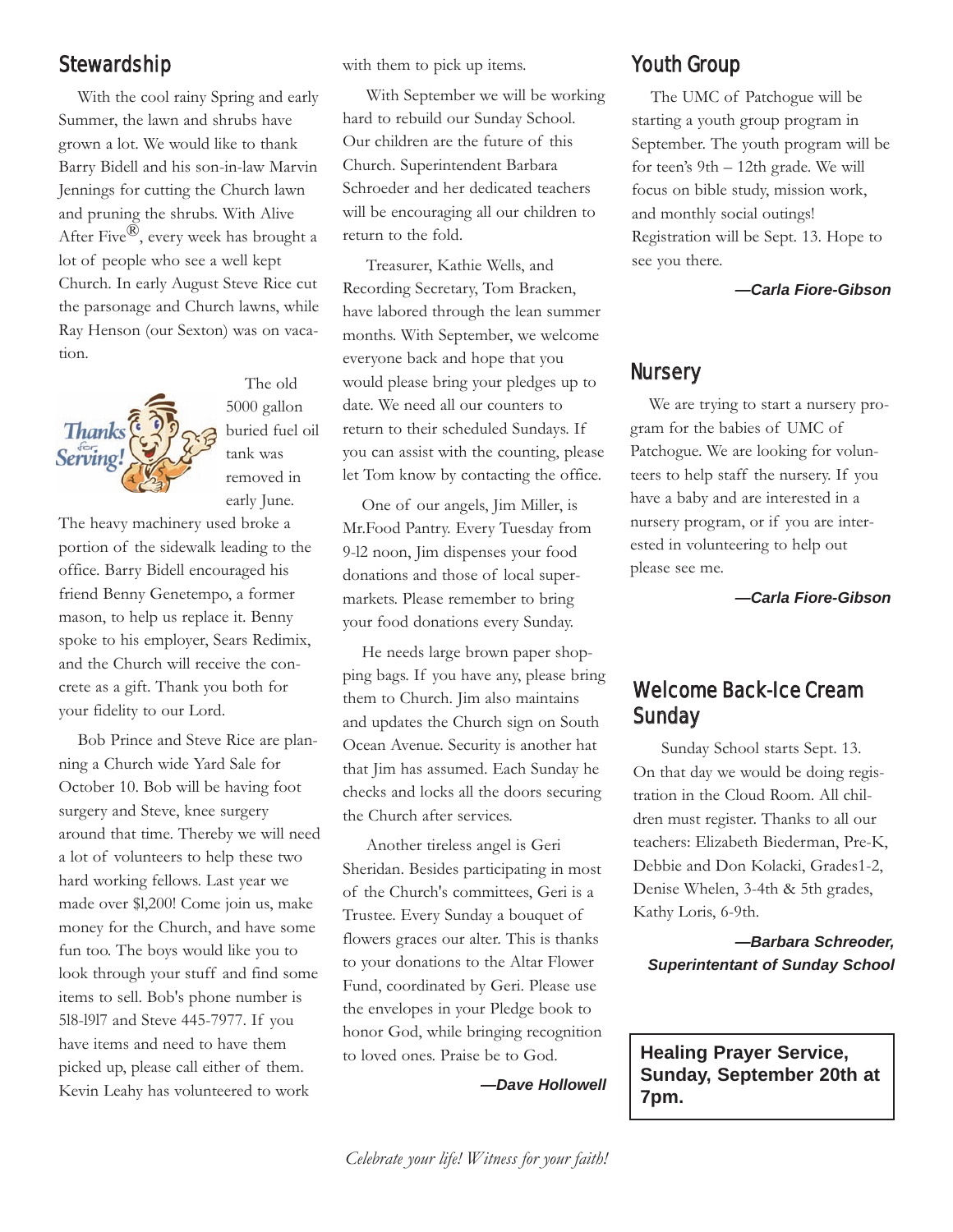## Stewardship

With the cool rainy Spring and early Summer, the lawn and shrubs have grown a lot. We would like to thank Barry Bidell and his son-in-law Marvin Jennings for cutting the Church lawn and pruning the shrubs. With Alive After Five®, every week has brought a lot of people who see a well kept Church. In early August Steve Rice cut the parsonage and Church lawns, while Ray Henson (our Sexton) was on vacation.

The old 5000 gallon buried fuel oil tank was removed in early June. The heavy machinery used broke a portion of the sidewalk leading to the office. Barry Bidell encouraged his friend Benny Genetempo, a former mason, to help us replace it. Benny spoke to his employer, Sears Redimix, and the Church will receive the concrete as a gift. Thank you both for your fidelity to our Lord.

Bob Prince and Steve Rice are planning a Church wide Yard Sale for October 10. Bob will be having foot surgery and Steve, knee surgery around that time. Thereby we will need a lot of volunteers to help these two hard working fellows. Last year we made over $1,200! Come join us, make money for the Church, and have some fun too. The boys would like you to look through your stuff and find some items to sell. Bob's phone number is 518-1917 and Steve 445-7977. If you have items and need to have them picked up, please call either of them. Kevin Leahy has volunteered to work with them to pick up items.

With September we will be working hard to rebuild our Sunday School. Our children are the future of this Church. Superintendent Barbara Schroeder and her dedicated teachers will be encouraging all our children to return to the fold.

Treasurer, Kathie Wells, and Recording Secretary, Tom Bracken, have labored through the lean summer months. With September, we welcome everyone back and hope that you would please bring your pledges up to date. We need all our counters to return to their scheduled Sundays. If you can assist with the counting, please let Tom know by contacting the office.

One of our angels, Jim Miller, is Mr.Food Pantry. Every Tuesday from 9-12 noon, Jim dispenses your food donations and those of local supermarkets. Please remember to bring your food donations every Sunday.

He needs large brown paper shopping bags. If you have any, please bring them to Church. Jim also maintains and updates the Church sign on South Ocean Avenue. Security is another hat that Jim has assumed. Each Sunday he checks and locks all the doors securing the Church after services.

Another tireless angel is Geri Sheridan. Besides participating in most of the Church's committees, Geri is a Trustee. Every Sunday a bouquet of flowers graces our alter. This is thanks to your donations to the Altar Flower Fund, coordinated by Geri. Please use the envelopes in your Pledge book to honor God, while bringing recognition to loved ones. Praise be to God.

***—Dave Hollowell***

## Youth Group

The UMC of Patchogue will be starting a youth group program in September. The youth program will be for teen's 9th – 12th grade. We will focus on bible study, mission work, and monthly social outings! Registration will be Sept. 13. Hope to see you there.

***—Carla Fiore-Gibson***

## Nursery

We are trying to start a nursery program for the babies of UMC of Patchogue. We are looking for volunteers to help staff the nursery. If you have a baby and are interested in a nursery program, or if you are interested in volunteering to help out please see me.

***—Carla Fiore-Gibson***

## Welcome Back-Ice Cream Sunday

Sunday School starts Sept. 13. On that day we would be doing registration in the Cloud Room. All children must register. Thanks to all our teachers: Elizabeth Biederman, Pre-K, Debbie and Don Kolacki, Grades1-2, Denise Whelen, 3-4th & 5th grades, Kathy Loris, 6-9th.

***—Barbara Schreoder, Superintentant of Sunday School***

**Healing Prayer Service, Sunday, September 20th at 7pm.**

*Celebrate your life! Witness for your faith!*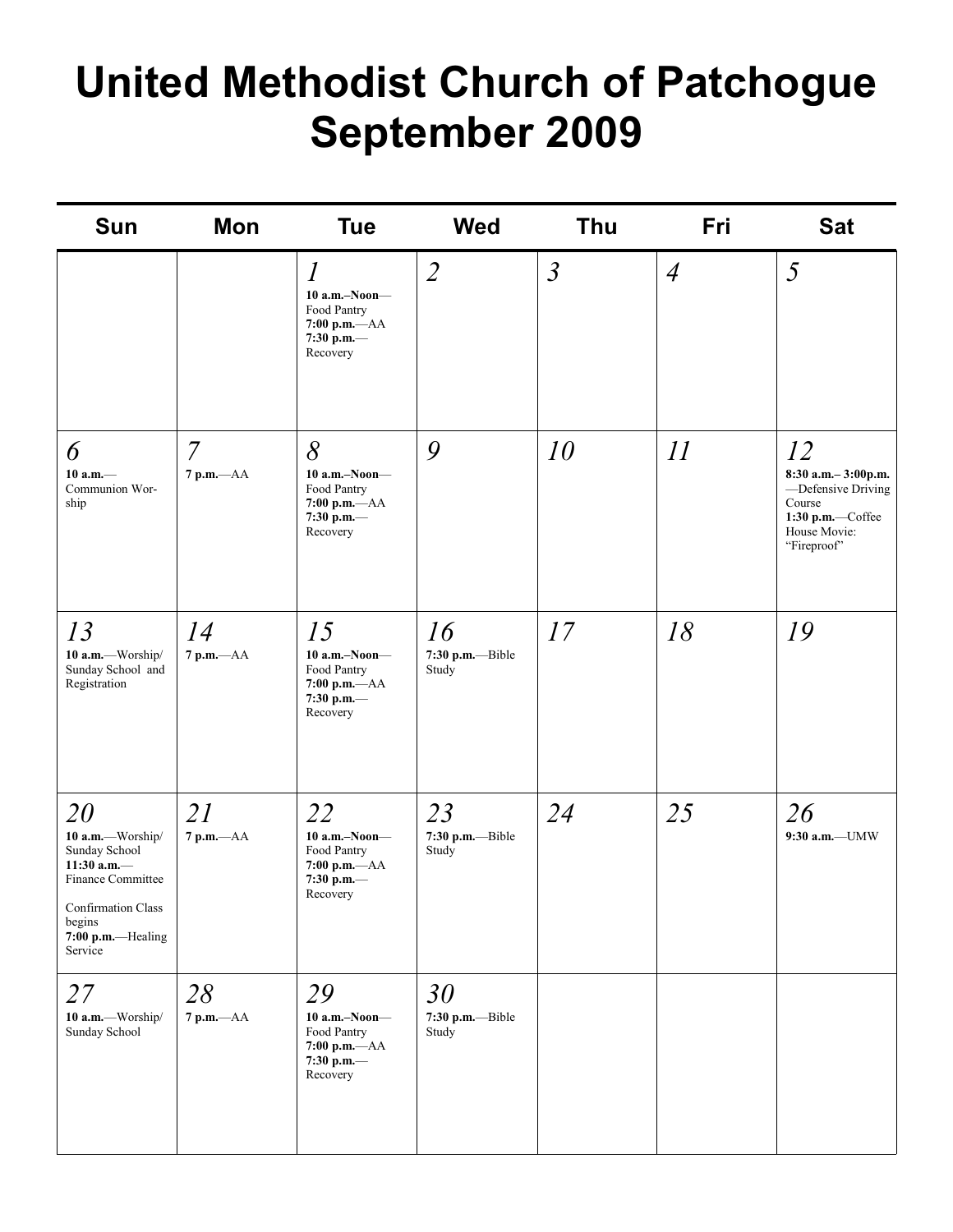# United Methodist Church of Patchogue
# September 2009

| Sun | Mon | Tue | Wed | Thu | Fri | Sat |
|---|---|---|---|---|---|---|
| | | *1* **10 a.m.–Noon**—Food Pantry **7:00 p.m.**—AA **7:30 p.m.**—Recovery | *2* | *3* | *4* | *5* |
| *6* **10 a.m.**—Communion Worship | *7* **7 p.m.**—AA | *8* **10 a.m.–Noon**—Food Pantry **7:00 p.m.**—AA **7:30 p.m.**—Recovery | *9* | *10* | *11* | *12* **8:30 a.m.– 3:00p.m.**—Defensive Driving Course **1:30 p.m.**—Coffee House Movie: "Fireproof" |
| *13* **10 a.m.**—Worship/ Sunday School and Registration | *14* **7 p.m.**—AA | *15* **10 a.m.–Noon**—Food Pantry **7:00 p.m.**—AA **7:30 p.m.**—Recovery | *16* **7:30 p.m.**—Bible Study | *17* | *18* | *19* |
| *20* **10 a.m.**—Worship/ Sunday School **11:30 a.m.**—Finance Committee Confirmation Class begins **7:00 p.m.**—Healing Service | *21* **7 p.m.**—AA | *22* **10 a.m.–Noon**—Food Pantry **7:00 p.m.**—AA **7:30 p.m.**—Recovery | *23* **7:30 p.m.**—Bible Study | *24* | *25* | *26* **9:30 a.m.**—UMW |
| *27* **10 a.m.**—Worship/ Sunday School | *28* **7 p.m.**—AA | *29* **10 a.m.–Noon**—Food Pantry **7:00 p.m.**—AA **7:30 p.m.**—Recovery | *30* **7:30 p.m.**—Bible Study | | | |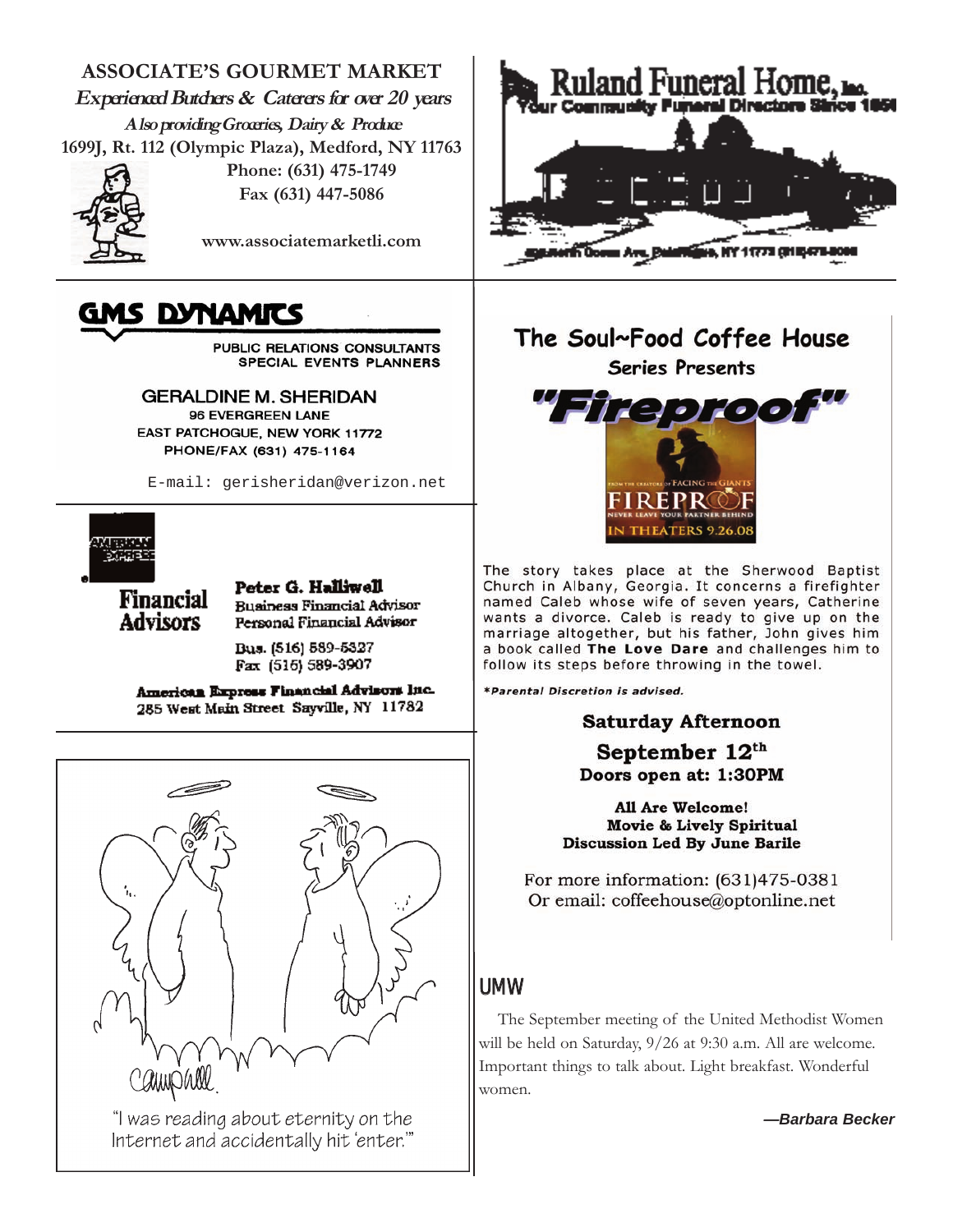**ASSOCIATE'S GOURMET MARKET**

*Experienced Butchers & Caterers for over 20 years*

*Also providing Groceries, Dairy & Produce*

**1699J, Rt. 112 (Olympic Plaza), Medford, NY 11763**

**Phone: (631) 475-1749**

**Fax (631) 447-5086**

**www.associatemarketli.com**

---

# Ruland Funeral Home, Inc.

Your Community Funeral Directors Since 1858

---

**GMS DYNAMICS**

PUBLIC RELATIONS CONSULTANTS
SPECIAL EVENTS PLANNERS

GERALDINE M. SHERIDAN
96 EVERGREEN LANE
EAST PATCHOGUE, NEW YORK 11772
PHONE/FAX (631) 475-1164

E-mail: gerisheridan@verizon.net

---

AMERICAN EXPRESS

**Financial Advisors**

**Peter G. Halliwell**
Business Financial Advisor
Personal Financial Advisor

Bus. (516) 589-5327
Fax (516) 589-3907

**American Express Financial Advisors Inc.**
285 West Main Street Sayville, NY 11782

---

"I was reading about eternity on the Internet and accidentally hit 'enter.'"

---

## The Soul~Food Coffee House

### Series Presents

## "Fireproof"

FROM THE CREATORS OF FACING THE GIANTS
FIREPROOF
NEVER LEAVE YOUR PARTNER BEHIND
IN THEATERS 9.26.08

The story takes place at the Sherwood Baptist Church in Albany, Georgia. It concerns a firefighter named Caleb whose wife of seven years, Catherine wants a divorce. Caleb is ready to give up on the marriage altogether, but his father, John gives him a book called **The Love Dare** and challenges him to follow its steps before throwing in the towel.

*\*Parental Discretion is advised.*

**Saturday Afternoon**

**September 12th**

**Doors open at: 1:30PM**

**All Are Welcome!**
**Movie & Lively Spiritual Discussion Led By June Barile**

For more information: (631)475-0381
Or email: coffeehouse@optonline.net

---

## UMW

The September meeting of the United Methodist Women will be held on Saturday, 9/26 at 9:30 a.m. All are welcome. Important things to talk about. Light breakfast. Wonderful women.

***—Barbara Becker***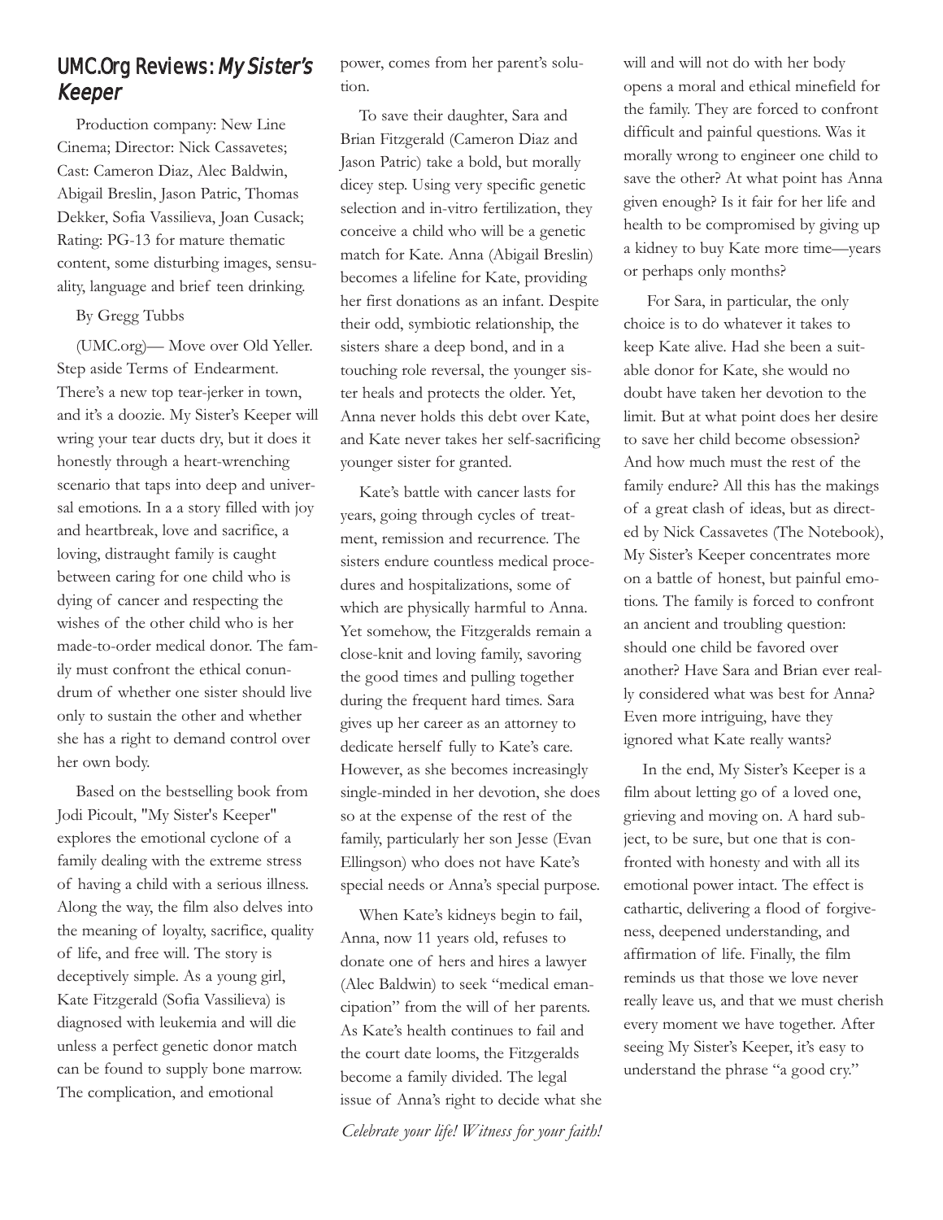## UMC.Org Reviews: *My Sister's Keeper*

Production company: New Line Cinema; Director: Nick Cassavetes; Cast: Cameron Diaz, Alec Baldwin, Abigail Breslin, Jason Patric, Thomas Dekker, Sofia Vassilieva, Joan Cusack; Rating: PG-13 for mature thematic content, some disturbing images, sensuality, language and brief teen drinking.

By Gregg Tubbs

(UMC.org)— Move over Old Yeller. Step aside Terms of Endearment. There's a new top tear-jerker in town, and it's a doozie. My Sister's Keeper will wring your tear ducts dry, but it does it honestly through a heart-wrenching scenario that taps into deep and universal emotions. In a a story filled with joy and heartbreak, love and sacrifice, a loving, distraught family is caught between caring for one child who is dying of cancer and respecting the wishes of the other child who is her made-to-order medical donor. The family must confront the ethical conundrum of whether one sister should live only to sustain the other and whether she has a right to demand control over her own body.

Based on the bestselling book from Jodi Picoult, "My Sister's Keeper" explores the emotional cyclone of a family dealing with the extreme stress of having a child with a serious illness. Along the way, the film also delves into the meaning of loyalty, sacrifice, quality of life, and free will. The story is deceptively simple. As a young girl, Kate Fitzgerald (Sofia Vassilieva) is diagnosed with leukemia and will die unless a perfect genetic donor match can be found to supply bone marrow. The complication, and emotional power, comes from her parent's solution.

To save their daughter, Sara and Brian Fitzgerald (Cameron Diaz and Jason Patric) take a bold, but morally dicey step. Using very specific genetic selection and in-vitro fertilization, they conceive a child who will be a genetic match for Kate. Anna (Abigail Breslin) becomes a lifeline for Kate, providing her first donations as an infant. Despite their odd, symbiotic relationship, the sisters share a deep bond, and in a touching role reversal, the younger sister heals and protects the older. Yet, Anna never holds this debt over Kate, and Kate never takes her self-sacrificing younger sister for granted.

Kate's battle with cancer lasts for years, going through cycles of treatment, remission and recurrence. The sisters endure countless medical procedures and hospitalizations, some of which are physically harmful to Anna. Yet somehow, the Fitzgeralds remain a close-knit and loving family, savoring the good times and pulling together during the frequent hard times. Sara gives up her career as an attorney to dedicate herself fully to Kate's care. However, as she becomes increasingly single-minded in her devotion, she does so at the expense of the rest of the family, particularly her son Jesse (Evan Ellingson) who does not have Kate's special needs or Anna's special purpose.

When Kate's kidneys begin to fail, Anna, now 11 years old, refuses to donate one of hers and hires a lawyer (Alec Baldwin) to seek "medical emancipation" from the will of her parents. As Kate's health continues to fail and the court date looms, the Fitzgeralds become a family divided. The legal issue of Anna's right to decide what she will and will not do with her body opens a moral and ethical minefield for the family. They are forced to confront difficult and painful questions. Was it morally wrong to engineer one child to save the other? At what point has Anna given enough? Is it fair for her life and health to be compromised by giving up a kidney to buy Kate more time—years or perhaps only months?

For Sara, in particular, the only choice is to do whatever it takes to keep Kate alive. Had she been a suitable donor for Kate, she would no doubt have taken her devotion to the limit. But at what point does her desire to save her child become obsession? And how much must the rest of the family endure? All this has the makings of a great clash of ideas, but as directed by Nick Cassavetes (The Notebook), My Sister's Keeper concentrates more on a battle of honest, but painful emotions. The family is forced to confront an ancient and troubling question: should one child be favored over another? Have Sara and Brian ever really considered what was best for Anna? Even more intriguing, have they ignored what Kate really wants?

In the end, My Sister's Keeper is a film about letting go of a loved one, grieving and moving on. A hard subject, to be sure, but one that is confronted with honesty and with all its emotional power intact. The effect is cathartic, delivering a flood of forgiveness, deepened understanding, and affirmation of life. Finally, the film reminds us that those we love never really leave us, and that we must cherish every moment we have together. After seeing My Sister's Keeper, it's easy to understand the phrase "a good cry."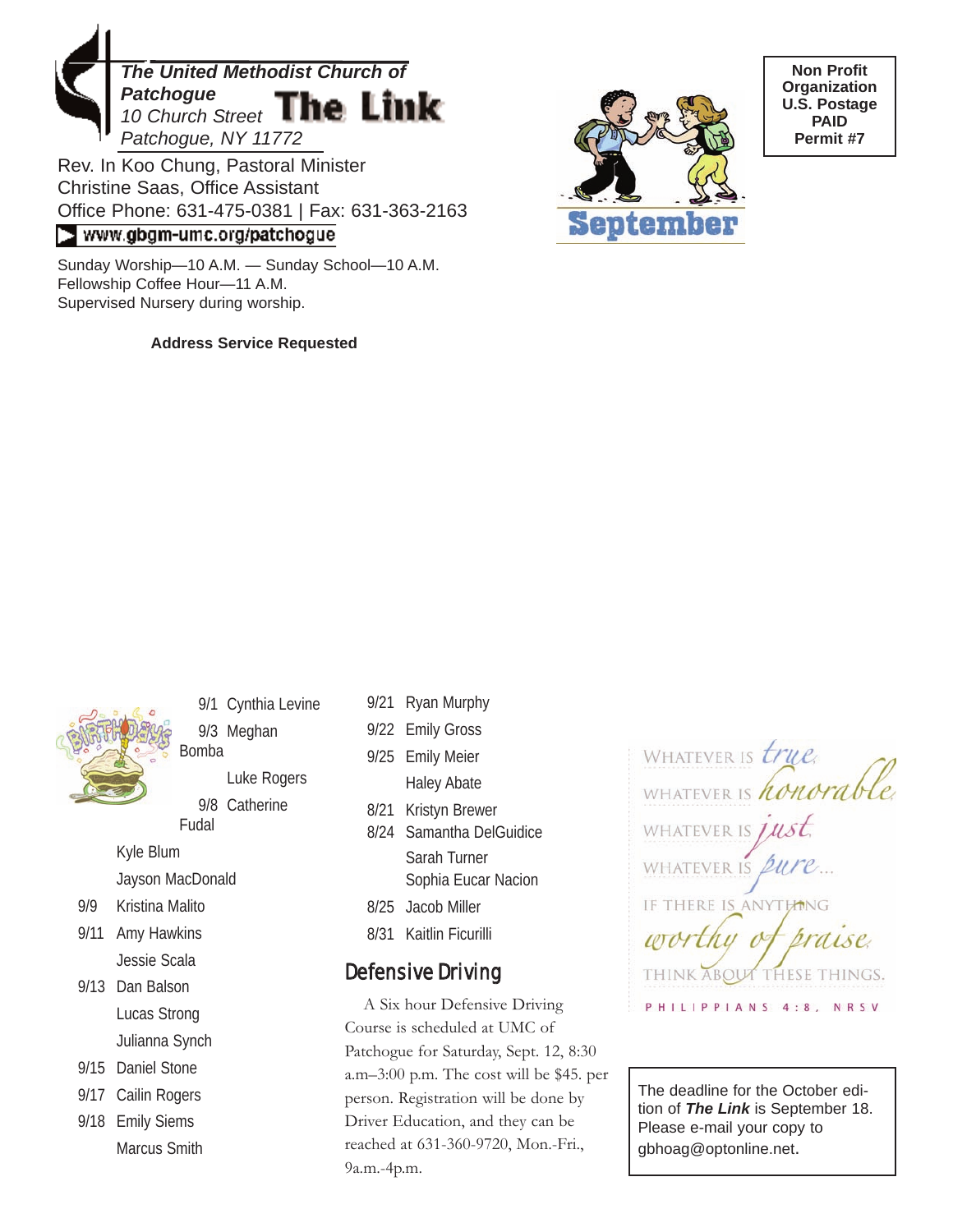**The United Methodist Church of Patchogue**
*10 Church Street*
*Patchogue, NY 11772*

# The Link

Rev. In Koo Chung, Pastoral Minister
Christine Saas, Office Assistant
Office Phone: 631-475-0381 | Fax: 631-363-2163
www.gbgm-umc.org/patchogue

Sunday Worship—10 A.M. — Sunday School—10 A.M.
Fellowship Coffee Hour—11 A.M.
Supervised Nursery during worship.

**Address Service Requested**

September

**Non Profit Organization U.S. Postage PAID Permit #7**

## Birthdays

9/1 Cynthia Levine
9/3 Meghan Bomba
Luke Rogers
9/8 Catherine Fudal
Kyle Blum
Jayson MacDonald
9/9 Kristina Malito
9/11 Amy Hawkins
Jessie Scala
9/13 Dan Balson
Lucas Strong
Julianna Synch
9/15 Daniel Stone
9/17 Cailin Rogers
9/18 Emily Siems
Marcus Smith
9/21 Ryan Murphy
9/22 Emily Gross
9/25 Emily Meier
Haley Abate
8/21 Kristyn Brewer
8/24 Samantha DelGuidice
Sarah Turner
Sophia Eucar Nacion
8/25 Jacob Miller
8/31 Kaitlin Ficurilli

## Defensive Driving

A Six hour Defensive Driving Course is scheduled at UMC of Patchogue for Saturday, Sept. 12, 8:30 a.m–3:00 p.m. The cost will be $45. per person. Registration will be done by Driver Education, and they can be reached at 631-360-9720, Mon.-Fri., 9a.m.-4p.m.

WHATEVER IS *true*,
WHATEVER IS *honorable*,
WHATEVER IS *just*,
WHATEVER IS *pure*...
IF THERE IS ANYTHING
*worthy of praise*,
THINK ABOUT THESE THINGS.
PHILIPPIANS 4:8, NRSV

The deadline for the October edition of ***The Link*** is September 18. Please e-mail your copy to gbhoag@optonline.net.